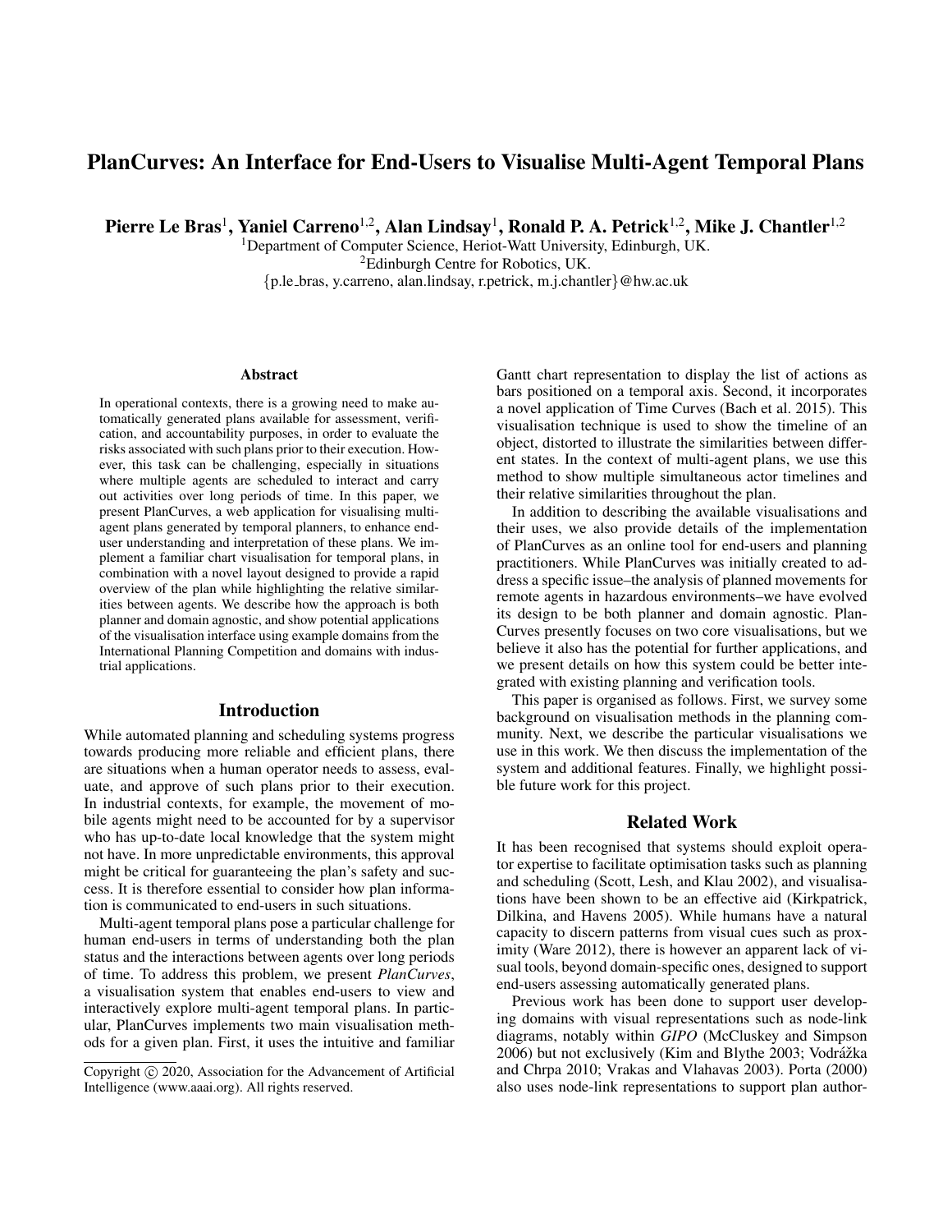# PlanCurves: An Interface for End-Users to Visualise Multi-Agent Temporal Plans

**Pierre Le Bras**[1], **Yaniel Carreno**[1,2], **Alan Lindsay**[1], **Ronald P. A. Petrick**[1,2], **Mike J. Chantler**[1,2]

[1]Department of Computer Science, Heriot-Watt University, Edinburgh, UK.
[2]Edinburgh Centre for Robotics, UK.
{p.le_bras, y.carreno, alan.lindsay, r.petrick, m.j.chantler}@hw.ac.uk

## Abstract

In operational contexts, there is a growing need to make automatically generated plans available for assessment, verification, and accountability purposes, in order to evaluate the risks associated with such plans prior to their execution. However, this task can be challenging, especially in situations where multiple agents are scheduled to interact and carry out activities over long periods of time. In this paper, we present PlanCurves, a web application for visualising multi-agent plans generated by temporal planners, to enhance end-user understanding and interpretation of these plans. We implement a familiar chart visualisation for temporal plans, in combination with a novel layout designed to provide a rapid overview of the plan while highlighting the relative similarities between agents. We describe how the approach is both planner and domain agnostic, and show potential applications of the visualisation interface using example domains from the International Planning Competition and domains with industrial applications.

## Introduction

While automated planning and scheduling systems progress towards producing more reliable and efficient plans, there are situations when a human operator needs to assess, evaluate, and approve of such plans prior to their execution. In industrial contexts, for example, the movement of mobile agents might need to be accounted for by a supervisor who has up-to-date local knowledge that the system might not have. In more unpredictable environments, this approval might be critical for guaranteeing the plan's safety and success. It is therefore essential to consider how plan information is communicated to end-users in such situations.

Multi-agent temporal plans pose a particular challenge for human end-users in terms of understanding both the plan status and the interactions between agents over long periods of time. To address this problem, we present *PlanCurves*, a visualisation system that enables end-users to view and interactively explore multi-agent temporal plans. In particular, PlanCurves implements two main visualisation methods for a given plan. First, it uses the intuitive and familiar Gantt chart representation to display the list of actions as bars positioned on a temporal axis. Second, it incorporates a novel application of Time Curves (Bach et al. 2015). This visualisation technique is used to show the timeline of an object, distorted to illustrate the similarities between different states. In the context of multi-agent plans, we use this method to show multiple simultaneous actor timelines and their relative similarities throughout the plan.

In addition to describing the available visualisations and their uses, we also provide details of the implementation of PlanCurves as an online tool for end-users and planning practitioners. While PlanCurves was initially created to address a specific issue–the analysis of planned movements for remote agents in hazardous environments–we have evolved its design to be both planner and domain agnostic. PlanCurves presently focuses on two core visualisations, but we believe it also has the potential for further applications, and we present details on how this system could be better integrated with existing planning and verification tools.

This paper is organised as follows. First, we survey some background on visualisation methods in the planning community. Next, we describe the particular visualisations we use in this work. We then discuss the implementation of the system and additional features. Finally, we highlight possible future work for this project.

## Related Work

It has been recognised that systems should exploit operator expertise to facilitate optimisation tasks such as planning and scheduling (Scott, Lesh, and Klau 2002), and visualisations have been shown to be an effective aid (Kirkpatrick, Dilkina, and Havens 2005). While humans have a natural capacity to discern patterns from visual cues such as proximity (Ware 2012), there is however an apparent lack of visual tools, beyond domain-specific ones, designed to support end-users assessing automatically generated plans.

Previous work has been done to support user developing domains with visual representations such as node-link diagrams, notably within *GIPO* (McCluskey and Simpson 2006) but not exclusively (Kim and Blythe 2003; Vodrážka and Chrpa 2010; Vrakas and Vlahavas 2003). Porta (2000) also uses node-link representations to support plan author-

Copyright © 2020, Association for the Advancement of Artificial Intelligence (www.aaai.org). All rights reserved.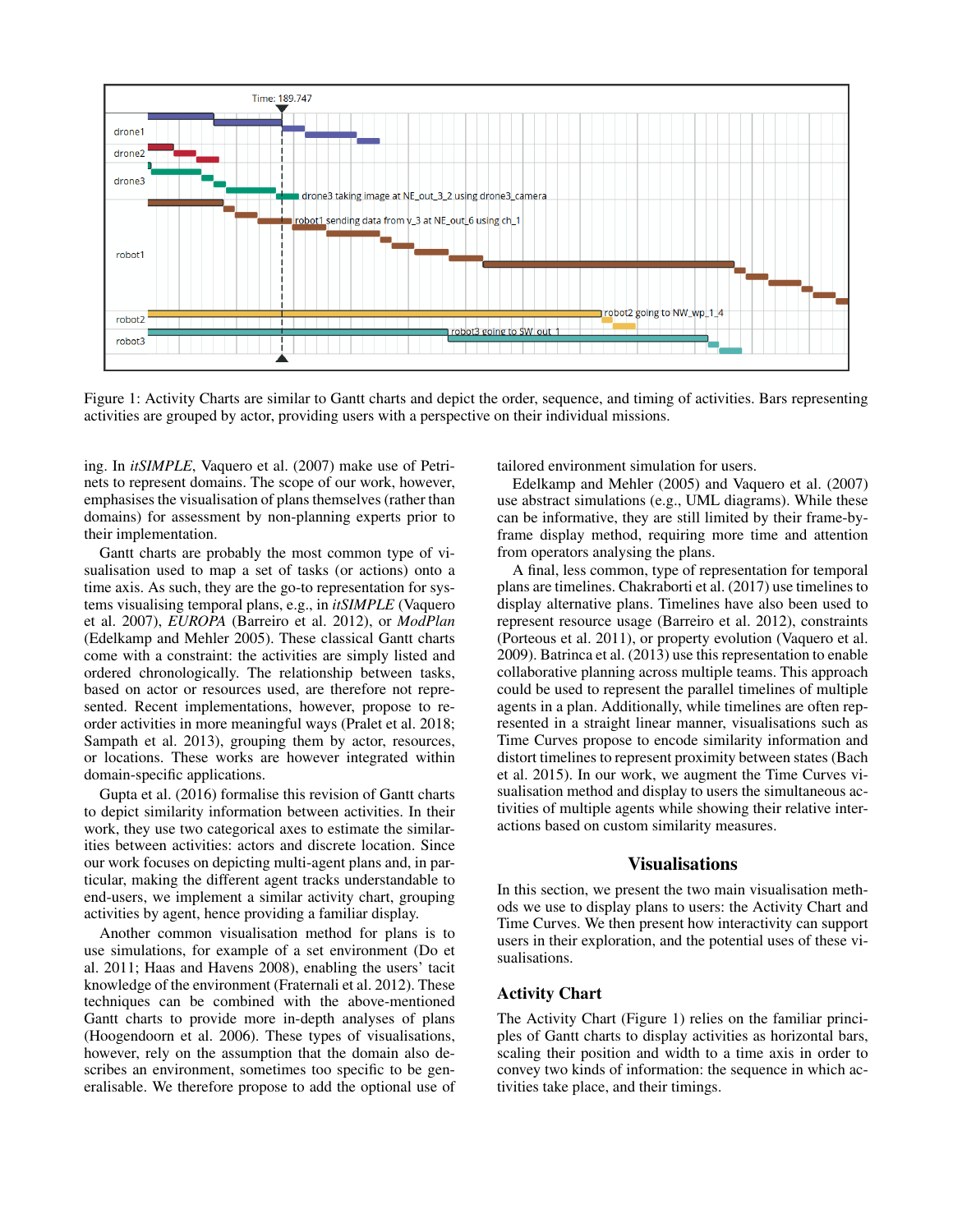Figure 1: Activity Charts are similar to Gantt charts and depict the order, sequence, and timing of activities. Bars representing activities are grouped by actor, providing users with a perspective on their individual missions.

ing. In *itSIMPLE*, Vaquero et al. (2007) make use of Petri-nets to represent domains. The scope of our work, however, emphasises the visualisation of plans themselves (rather than domains) for assessment by non-planning experts prior to their implementation.

Gantt charts are probably the most common type of visualisation used to map a set of tasks (or actions) onto a time axis. As such, they are the go-to representation for systems visualising temporal plans, e.g., in *itSIMPLE* (Vaquero et al. 2007), *EUROPA* (Barreiro et al. 2012), or *ModPlan* (Edelkamp and Mehler 2005). These classical Gantt charts come with a constraint: the activities are simply listed and ordered chronologically. The relationship between tasks, based on actor or resources used, are therefore not represented. Recent implementations, however, propose to reorder activities in more meaningful ways (Pralet et al. 2018; Sampath et al. 2013), grouping them by actor, resources, or locations. These works are however integrated within domain-specific applications.

Gupta et al. (2016) formalise this revision of Gantt charts to depict similarity information between activities. In their work, they use two categorical axes to estimate the similarities between activities: actors and discrete location. Since our work focuses on depicting multi-agent plans and, in particular, making the different agent tracks understandable to end-users, we implement a similar activity chart, grouping activities by agent, hence providing a familiar display.

Another common visualisation method for plans is to use simulations, for example of a set environment (Do et al. 2011; Haas and Havens 2008), enabling the users' tacit knowledge of the environment (Fraternali et al. 2012). These techniques can be combined with the above-mentioned Gantt charts to provide more in-depth analyses of plans (Hoogendoorn et al. 2006). These types of visualisations, however, rely on the assumption that the domain also describes an environment, sometimes too specific to be generalisable. We therefore propose to add the optional use of tailored environment simulation for users.

Edelkamp and Mehler (2005) and Vaquero et al. (2007) use abstract simulations (e.g., UML diagrams). While these can be informative, they are still limited by their frame-by-frame display method, requiring more time and attention from operators analysing the plans.

A final, less common, type of representation for temporal plans are timelines. Chakraborti et al. (2017) use timelines to display alternative plans. Timelines have also been used to represent resource usage (Barreiro et al. 2012), constraints (Porteous et al. 2011), or property evolution (Vaquero et al. 2009). Batrinca et al. (2013) use this representation to enable collaborative planning across multiple teams. This approach could be used to represent the parallel timelines of multiple agents in a plan. Additionally, while timelines are often represented in a straight linear manner, visualisations such as Time Curves propose to encode similarity information and distort timelines to represent proximity between states (Bach et al. 2015). In our work, we augment the Time Curves visualisation method and display to users the simultaneous activities of multiple agents while showing their relative interactions based on custom similarity measures.

## Visualisations

In this section, we present the two main visualisation methods we use to display plans to users: the Activity Chart and Time Curves. We then present how interactivity can support users in their exploration, and the potential uses of these visualisations.

### Activity Chart

The Activity Chart (Figure 1) relies on the familiar principles of Gantt charts to display activities as horizontal bars, scaling their position and width to a time axis in order to convey two kinds of information: the sequence in which activities take place, and their timings.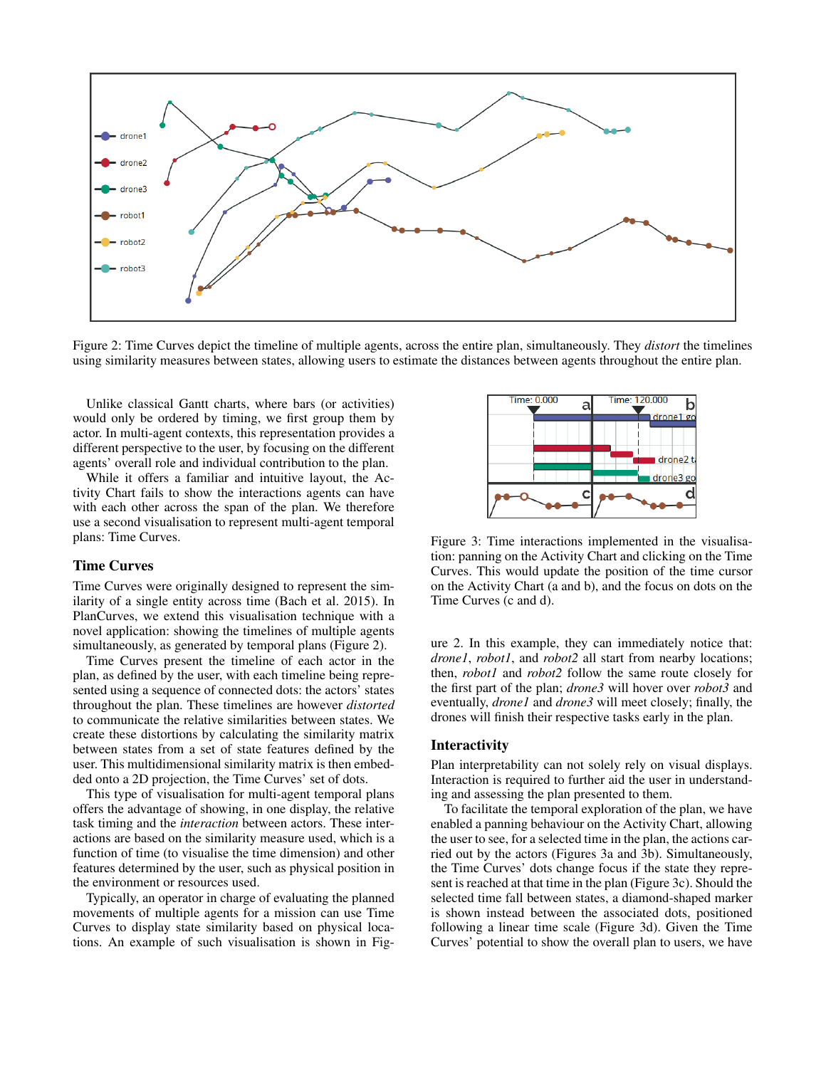Figure 2: Time Curves depict the timeline of multiple agents, across the entire plan, simultaneously. They *distort* the timelines using similarity measures between states, allowing users to estimate the distances between agents throughout the entire plan.

Unlike classical Gantt charts, where bars (or activities) would only be ordered by timing, we first group them by actor. In multi-agent contexts, this representation provides a different perspective to the user, by focusing on the different agents' overall role and individual contribution to the plan.

While it offers a familiar and intuitive layout, the Activity Chart fails to show the interactions agents can have with each other across the span of the plan. We therefore use a second visualisation to represent multi-agent temporal plans: Time Curves.

## Time Curves

Time Curves were originally designed to represent the similarity of a single entity across time (Bach et al. 2015). In PlanCurves, we extend this visualisation technique with a novel application: showing the timelines of multiple agents simultaneously, as generated by temporal plans (Figure 2).

Time Curves present the timeline of each actor in the plan, as defined by the user, with each timeline being represented using a sequence of connected dots: the actors' states throughout the plan. These timelines are however *distorted* to communicate the relative similarities between states. We create these distortions by calculating the similarity matrix between states from a set of state features defined by the user. This multidimensional similarity matrix is then embedded onto a 2D projection, the Time Curves' set of dots.

This type of visualisation for multi-agent temporal plans offers the advantage of showing, in one display, the relative task timing and the *interaction* between actors. These interactions are based on the similarity measure used, which is a function of time (to visualise the time dimension) and other features determined by the user, such as physical position in the environment or resources used.

Typically, an operator in charge of evaluating the planned movements of multiple agents for a mission can use Time Curves to display state similarity based on physical locations. An example of such visualisation is shown in Figure 2. In this example, they can immediately notice that: *drone1*, *robot1*, and *robot2* all start from nearby locations; then, *robot1* and *robot2* follow the same route closely for the first part of the plan; *drone3* will hover over *robot3* and eventually, *drone1* and *drone3* will meet closely; finally, the drones will finish their respective tasks early in the plan.

Figure 3: Time interactions implemented in the visualisation: panning on the Activity Chart and clicking on the Time Curves. This would update the position of the time cursor on the Activity Chart (a and b), and the focus on dots on the Time Curves (c and d).

## Interactivity

Plan interpretability can not solely rely on visual displays. Interaction is required to further aid the user in understanding and assessing the plan presented to them.

To facilitate the temporal exploration of the plan, we have enabled a panning behaviour on the Activity Chart, allowing the user to see, for a selected time in the plan, the actions carried out by the actors (Figures 3a and 3b). Simultaneously, the Time Curves' dots change focus if the state they represent is reached at that time in the plan (Figure 3c). Should the selected time fall between states, a diamond-shaped marker is shown instead between the associated dots, positioned following a linear time scale (Figure 3d). Given the Time Curves' potential to show the overall plan to users, we have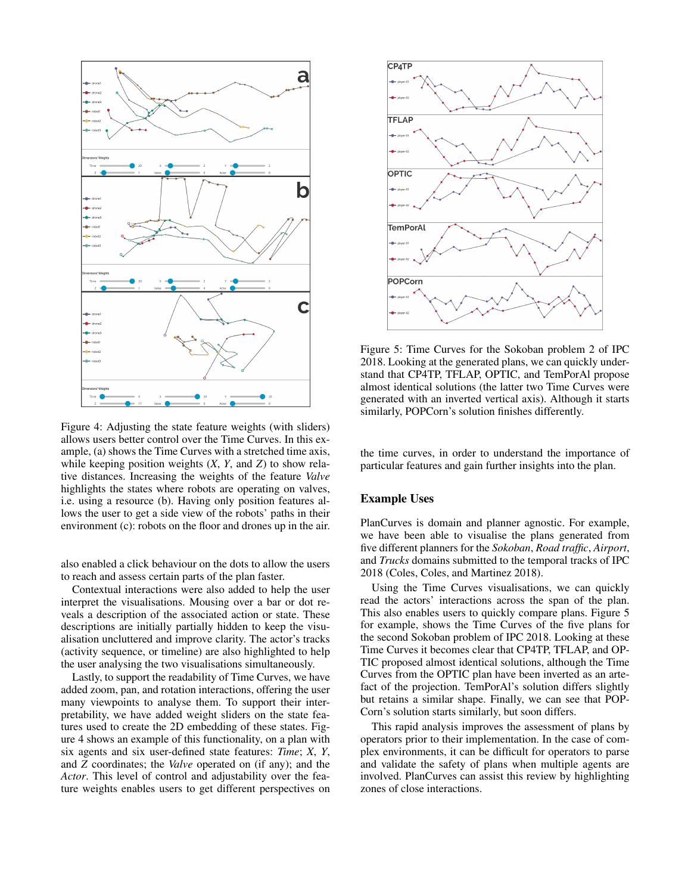Figure 4: Adjusting the state feature weights (with sliders) allows users better control over the Time Curves. In this example, (a) shows the Time Curves with a stretched time axis, while keeping position weights ($X$, $Y$, and $Z$) to show relative distances. Increasing the weights of the feature *Valve* highlights the states where robots are operating on valves, i.e. using a resource (b). Having only position features allows the user to get a side view of the robots' paths in their environment (c): robots on the floor and drones up in the air.

also enabled a click behaviour on the dots to allow the users to reach and assess certain parts of the plan faster.

Contextual interactions were also added to help the user interpret the visualisations. Mousing over a bar or dot reveals a description of the associated action or state. These descriptions are initially partially hidden to keep the visualisation uncluttered and improve clarity. The actor's tracks (activity sequence, or timeline) are also highlighted to help the user analysing the two visualisations simultaneously.

Lastly, to support the readability of Time Curves, we have added zoom, pan, and rotation interactions, offering the user many viewpoints to analyse them. To support their interpretability, we have added weight sliders on the state features used to create the 2D embedding of these states. Figure 4 shows an example of this functionality, on a plan with six agents and six user-defined state features: *Time*; $X$, $Y$, and $Z$ coordinates; the *Valve* operated on (if any); and the *Actor*. This level of control and adjustability over the feature weights enables users to get different perspectives on the time curves, in order to understand the importance of particular features and gain further insights into the plan.

Figure 5: Time Curves for the Sokoban problem 2 of IPC 2018. Looking at the generated plans, we can quickly understand that CP4TP, TFLAP, OPTIC, and TemPorAl propose almost identical solutions (the latter two Time Curves were generated with an inverted vertical axis). Although it starts similarly, POPCorn's solution finishes differently.

## Example Uses

PlanCurves is domain and planner agnostic. For example, we have been able to visualise the plans generated from five different planners for the *Sokoban*, *Road traffic*, *Airport*, and *Trucks* domains submitted to the temporal tracks of IPC 2018 (Coles, Coles, and Martinez 2018).

Using the Time Curves visualisations, we can quickly read the actors' interactions across the span of the plan. This also enables users to quickly compare plans. Figure 5 for example, shows the Time Curves of the five plans for the second Sokoban problem of IPC 2018. Looking at these Time Curves it becomes clear that CP4TP, TFLAP, and OPTIC proposed almost identical solutions, although the Time Curves from the OPTIC plan have been inverted as an artefact of the projection. TemPorAl's solution differs slightly but retains a similar shape. Finally, we can see that POPCorn's solution starts similarly, but soon differs.

This rapid analysis improves the assessment of plans by operators prior to their implementation. In the case of complex environments, it can be difficult for operators to parse and validate the safety of plans when multiple agents are involved. PlanCurves can assist this review by highlighting zones of close interactions.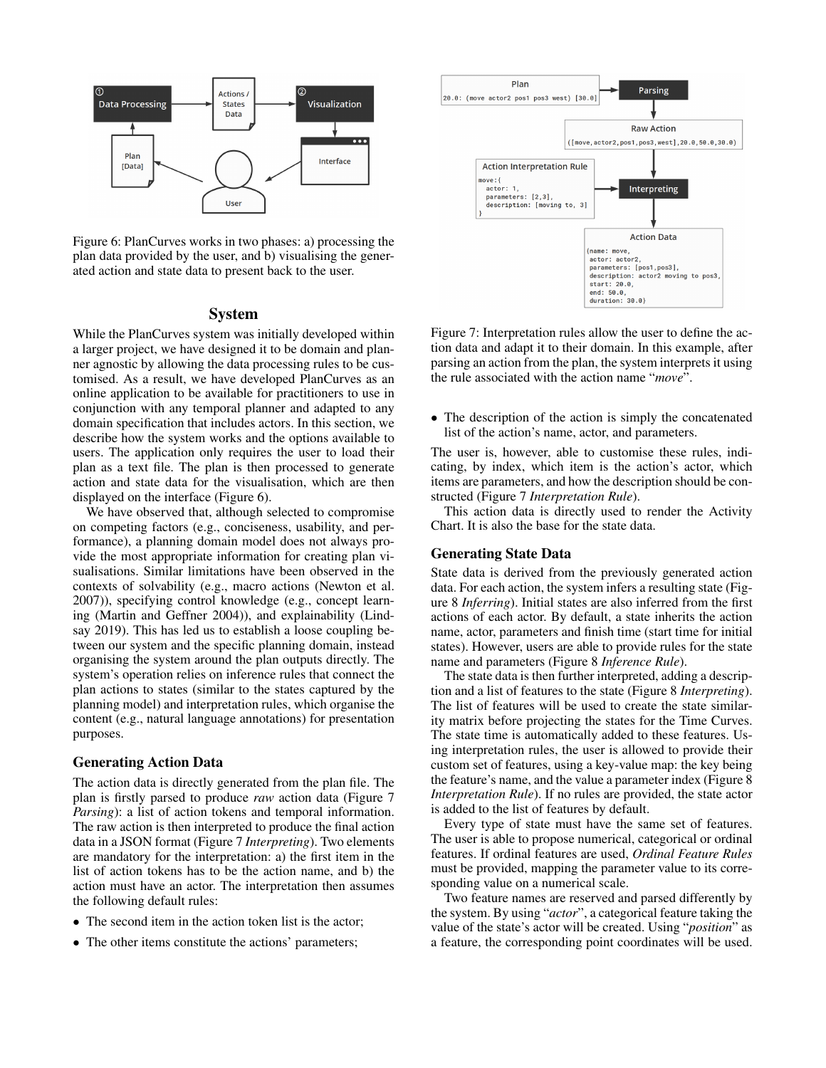Figure 6: PlanCurves works in two phases: a) processing the plan data provided by the user, and b) visualising the generated action and state data to present back to the user.

## System

While the PlanCurves system was initially developed within a larger project, we have designed it to be domain and planner agnostic by allowing the data processing rules to be customised. As a result, we have developed PlanCurves as an online application to be available for practitioners to use in conjunction with any temporal planner and adapted to any domain specification that includes actors. In this section, we describe how the system works and the options available to users. The application only requires the user to load their plan as a text file. The plan is then processed to generate action and state data for the visualisation, which are then displayed on the interface (Figure 6).

We have observed that, although selected to compromise on competing factors (e.g., conciseness, usability, and performance), a planning domain model does not always provide the most appropriate information for creating plan visualisations. Similar limitations have been observed in the contexts of solvability (e.g., macro actions (Newton et al. 2007)), specifying control knowledge (e.g., concept learning (Martin and Geffner 2004)), and explainability (Lindsay 2019). This has led us to establish a loose coupling between our system and the specific planning domain, instead organising the system around the plan outputs directly. The system's operation relies on inference rules that connect the plan actions to states (similar to the states captured by the planning model) and interpretation rules, which organise the content (e.g., natural language annotations) for presentation purposes.

### Generating Action Data

The action data is directly generated from the plan file. The plan is firstly parsed to produce *raw* action data (Figure 7 *Parsing*): a list of action tokens and temporal information. The raw action is then interpreted to produce the final action data in a JSON format (Figure 7 *Interpreting*). Two elements are mandatory for the interpretation: a) the first item in the list of action tokens has to be the action name, and b) the action must have an actor. The interpretation then assumes the following default rules:

- The second item in the action token list is the actor;
- The other items constitute the actions' parameters;

Figure 7: Interpretation rules allow the user to define the action data and adapt it to their domain. In this example, after parsing an action from the plan, the system interprets it using the rule associated with the action name "*move*".

- The description of the action is simply the concatenated list of the action's name, actor, and parameters.

The user is, however, able to customise these rules, indicating, by index, which item is the action's actor, which items are parameters, and how the description should be constructed (Figure 7 *Interpretation Rule*).

This action data is directly used to render the Activity Chart. It is also the base for the state data.

### Generating State Data

State data is derived from the previously generated action data. For each action, the system infers a resulting state (Figure 8 *Inferring*). Initial states are also inferred from the first actions of each actor. By default, a state inherits the action name, actor, parameters and finish time (start time for initial states). However, users are able to provide rules for the state name and parameters (Figure 8 *Inference Rule*).

The state data is then further interpreted, adding a description and a list of features to the state (Figure 8 *Interpreting*). The list of features will be used to create the state similarity matrix before projecting the states for the Time Curves. The state time is automatically added to these features. Using interpretation rules, the user is allowed to provide their custom set of features, using a key-value map: the key being the feature's name, and the value a parameter index (Figure 8 *Interpretation Rule*). If no rules are provided, the state actor is added to the list of features by default.

Every type of state must have the same set of features. The user is able to propose numerical, categorical or ordinal features. If ordinal features are used, *Ordinal Feature Rules* must be provided, mapping the parameter value to its corresponding value on a numerical scale.

Two feature names are reserved and parsed differently by the system. By using "*actor*", a categorical feature taking the value of the state's actor will be created. Using "*position*" as a feature, the corresponding point coordinates will be used.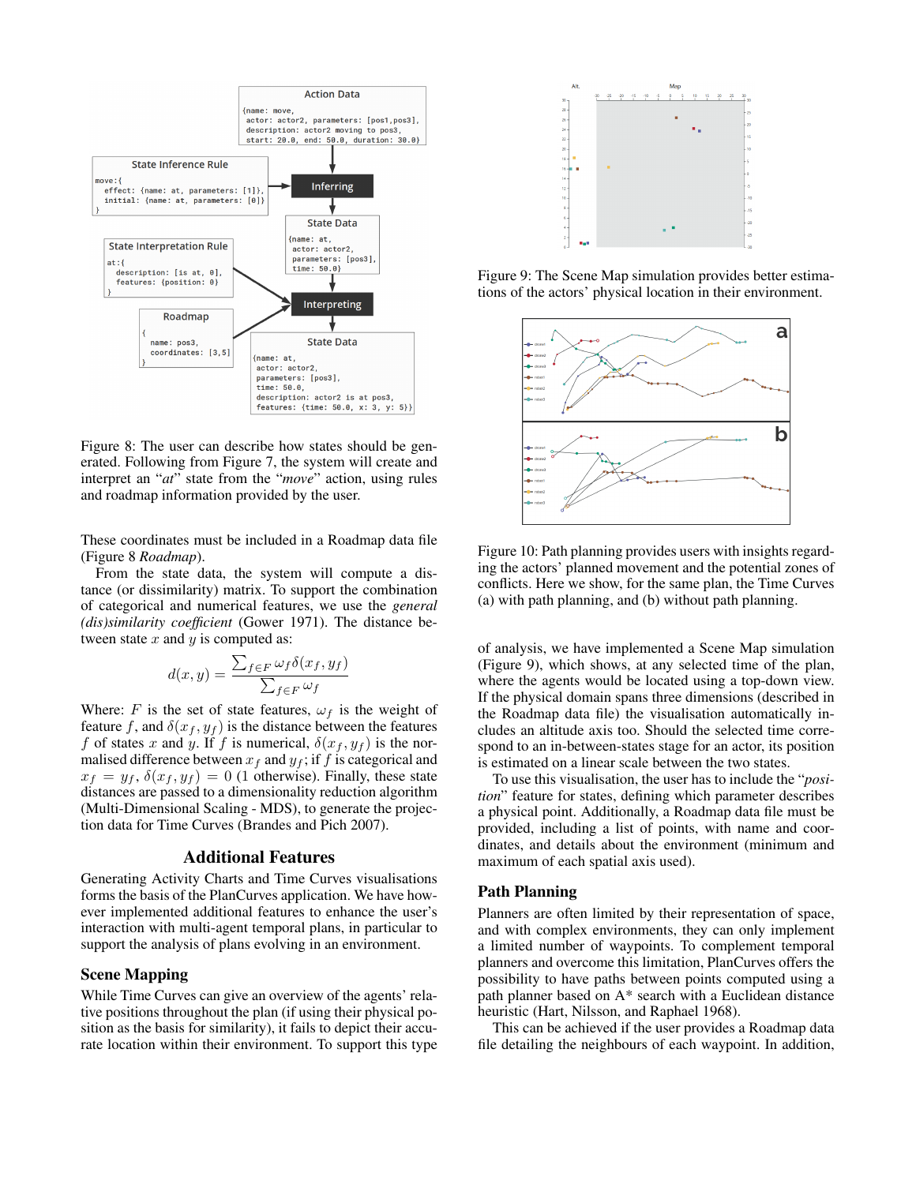Figure 8: The user can describe how states should be generated. Following from Figure 7, the system will create and interpret an "*at*" state from the "*move*" action, using rules and roadmap information provided by the user.

These coordinates must be included in a Roadmap data file (Figure 8 *Roadmap*).

From the state data, the system will compute a distance (or dissimilarity) matrix. To support the combination of categorical and numerical features, we use the *general (dis)similarity coefficient* (Gower 1971). The distance between state $x$ and $y$ is computed as:

$$d(x,y) = \frac{\sum_{f \in F} \omega_f \delta(x_f, y_f)}{\sum_{f \in F} \omega_f}$$

Where: $F$ is the set of state features, $\omega_f$ is the weight of feature $f$, and $\delta(x_f, y_f)$ is the distance between the features $f$ of states $x$ and $y$. If $f$ is numerical, $\delta(x_f, y_f)$ is the normalised difference between $x_f$ and $y_f$; if $f$ is categorical and $x_f = y_f$, $\delta(x_f, y_f) = 0$ (1 otherwise). Finally, these state distances are passed to a dimensionality reduction algorithm (Multi-Dimensional Scaling - MDS), to generate the projection data for Time Curves (Brandes and Pich 2007).

## Additional Features

Generating Activity Charts and Time Curves visualisations forms the basis of the PlanCurves application. We have however implemented additional features to enhance the user's interaction with multi-agent temporal plans, in particular to support the analysis of plans evolving in an environment.

### Scene Mapping

While Time Curves can give an overview of the agents' relative positions throughout the plan (if using their physical position as the basis for similarity), it fails to depict their accurate location within their environment. To support this type of analysis, we have implemented a Scene Map simulation (Figure 9), which shows, at any selected time of the plan, where the agents would be located using a top-down view. If the physical domain spans three dimensions (described in the Roadmap data file) the visualisation automatically includes an altitude axis too. Should the selected time correspond to an in-between-states stage for an actor, its position is estimated on a linear scale between the two states.

Figure 9: The Scene Map simulation provides better estimations of the actors' physical location in their environment.

To use this visualisation, the user has to include the "*position*" feature for states, defining which parameter describes a physical point. Additionally, a Roadmap data file must be provided, including a list of points, with name and coordinates, and details about the environment (minimum and maximum of each spatial axis used).

Figure 10: Path planning provides users with insights regarding the actors' planned movement and the potential zones of conflicts. Here we show, for the same plan, the Time Curves (a) with path planning, and (b) without path planning.

### Path Planning

Planners are often limited by their representation of space, and with complex environments, they can only implement a limited number of waypoints. To complement temporal planners and overcome this limitation, PlanCurves offers the possibility to have paths between points computed using a path planner based on A* search with a Euclidean distance heuristic (Hart, Nilsson, and Raphael 1968).

This can be achieved if the user provides a Roadmap data file detailing the neighbours of each waypoint. In addition,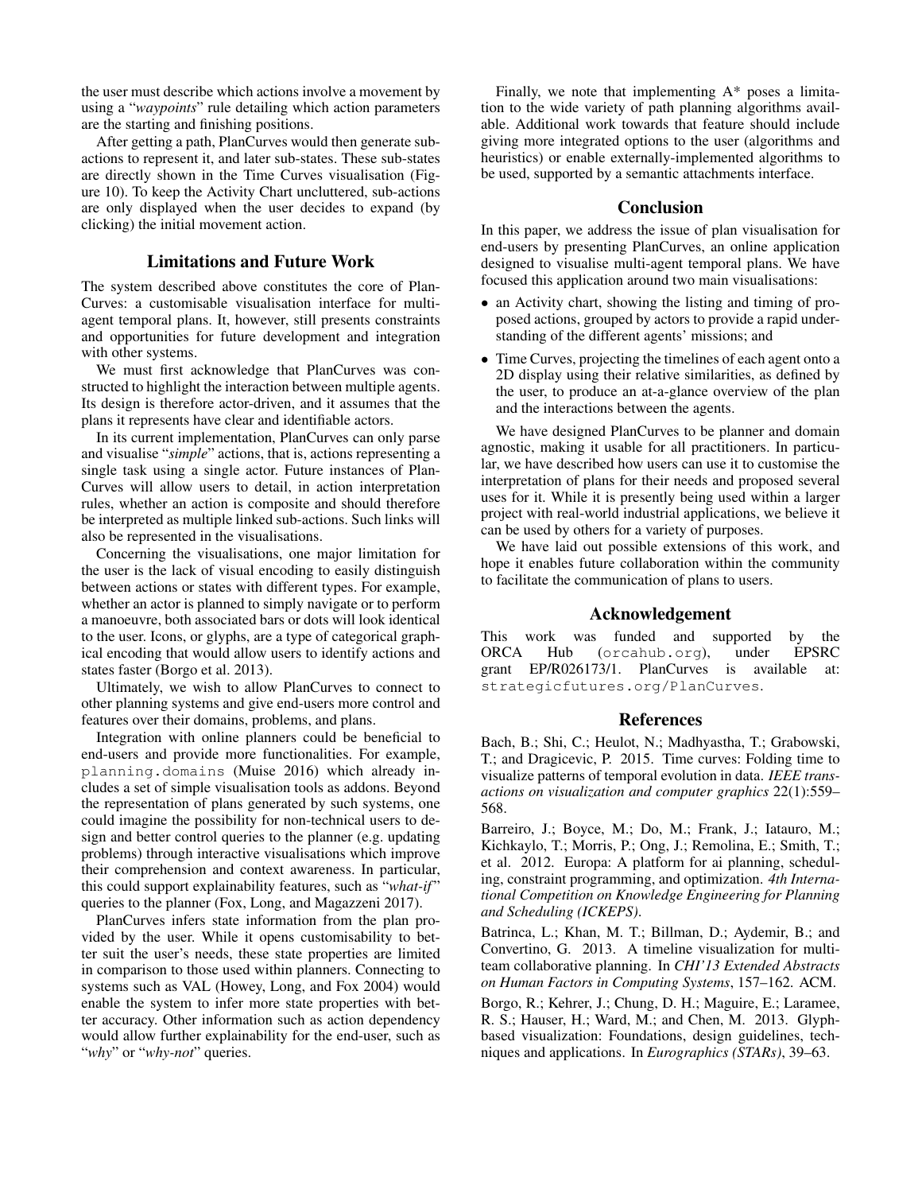the user must describe which actions involve a movement by using a "*waypoints*" rule detailing which action parameters are the starting and finishing positions.

After getting a path, PlanCurves would then generate sub-actions to represent it, and later sub-states. These sub-states are directly shown in the Time Curves visualisation (Figure 10). To keep the Activity Chart uncluttered, sub-actions are only displayed when the user decides to expand (by clicking) the initial movement action.

## Limitations and Future Work

The system described above constitutes the core of PlanCurves: a customisable visualisation interface for multi-agent temporal plans. It, however, still presents constraints and opportunities for future development and integration with other systems.

We must first acknowledge that PlanCurves was constructed to highlight the interaction between multiple agents. Its design is therefore actor-driven, and it assumes that the plans it represents have clear and identifiable actors.

In its current implementation, PlanCurves can only parse and visualise "*simple*" actions, that is, actions representing a single task using a single actor. Future instances of PlanCurves will allow users to detail, in action interpretation rules, whether an action is composite and should therefore be interpreted as multiple linked sub-actions. Such links will also be represented in the visualisations.

Concerning the visualisations, one major limitation for the user is the lack of visual encoding to easily distinguish between actions or states with different types. For example, whether an actor is planned to simply navigate or to perform a manoeuvre, both associated bars or dots will look identical to the user. Icons, or glyphs, are a type of categorical graphical encoding that would allow users to identify actions and states faster (Borgo et al. 2013).

Ultimately, we wish to allow PlanCurves to connect to other planning systems and give end-users more control and features over their domains, problems, and plans.

Integration with online planners could be beneficial to end-users and provide more functionalities. For example, `planning.domains` (Muise 2016) which already includes a set of simple visualisation tools as addons. Beyond the representation of plans generated by such systems, one could imagine the possibility for non-technical users to design and better control queries to the planner (e.g. updating problems) through interactive visualisations which improve their comprehension and context awareness. In particular, this could support explainability features, such as "*what-if*" queries to the planner (Fox, Long, and Magazzeni 2017).

PlanCurves infers state information from the plan provided by the user. While it opens customisability to better suit the user's needs, these state properties are limited in comparison to those used within planners. Connecting to systems such as VAL (Howey, Long, and Fox 2004) would enable the system to infer more state properties with better accuracy. Other information such as action dependency would allow further explainability for the end-user, such as "*why*" or "*why-not*" queries.

Finally, we note that implementing A* poses a limitation to the wide variety of path planning algorithms available. Additional work towards that feature should include giving more integrated options to the user (algorithms and heuristics) or enable externally-implemented algorithms to be used, supported by a semantic attachments interface.

## Conclusion

In this paper, we address the issue of plan visualisation for end-users by presenting PlanCurves, an online application designed to visualise multi-agent temporal plans. We have focused this application around two main visualisations:

- an Activity chart, showing the listing and timing of proposed actions, grouped by actors to provide a rapid understanding of the different agents' missions; and
- Time Curves, projecting the timelines of each agent onto a 2D display using their relative similarities, as defined by the user, to produce an at-a-glance overview of the plan and the interactions between the agents.

We have designed PlanCurves to be planner and domain agnostic, making it usable for all practitioners. In particular, we have described how users can use it to customise the interpretation of plans for their needs and proposed several uses for it. While it is presently being used within a larger project with real-world industrial applications, we believe it can be used by others for a variety of purposes.

We have laid out possible extensions of this work, and hope it enables future collaboration within the community to facilitate the communication of plans to users.

## Acknowledgement

This work was funded and supported by the ORCA Hub (`orcahub.org`), under EPSRC grant EP/R026173/1. PlanCurves is available at: `strategicfutures.org/PlanCurves`.

## References

Bach, B.; Shi, C.; Heulot, N.; Madhyastha, T.; Grabowski, T.; and Dragicevic, P. 2015. Time curves: Folding time to visualize patterns of temporal evolution in data. *IEEE transactions on visualization and computer graphics* 22(1):559–568.

Barreiro, J.; Boyce, M.; Do, M.; Frank, J.; Iatauro, M.; Kichkaylo, T.; Morris, P.; Ong, J.; Remolina, E.; Smith, T.; et al. 2012. Europa: A platform for ai planning, scheduling, constraint programming, and optimization. *4th International Competition on Knowledge Engineering for Planning and Scheduling (ICKEPS)*.

Batrinca, L.; Khan, M. T.; Billman, D.; Aydemir, B.; and Convertino, G. 2013. A timeline visualization for multi-team collaborative planning. In *CHI'13 Extended Abstracts on Human Factors in Computing Systems*, 157–162. ACM.

Borgo, R.; Kehrer, J.; Chung, D. H.; Maguire, E.; Laramee, R. S.; Hauser, H.; Ward, M.; and Chen, M. 2013. Glyph-based visualization: Foundations, design guidelines, techniques and applications. In *Eurographics (STARs)*, 39–63.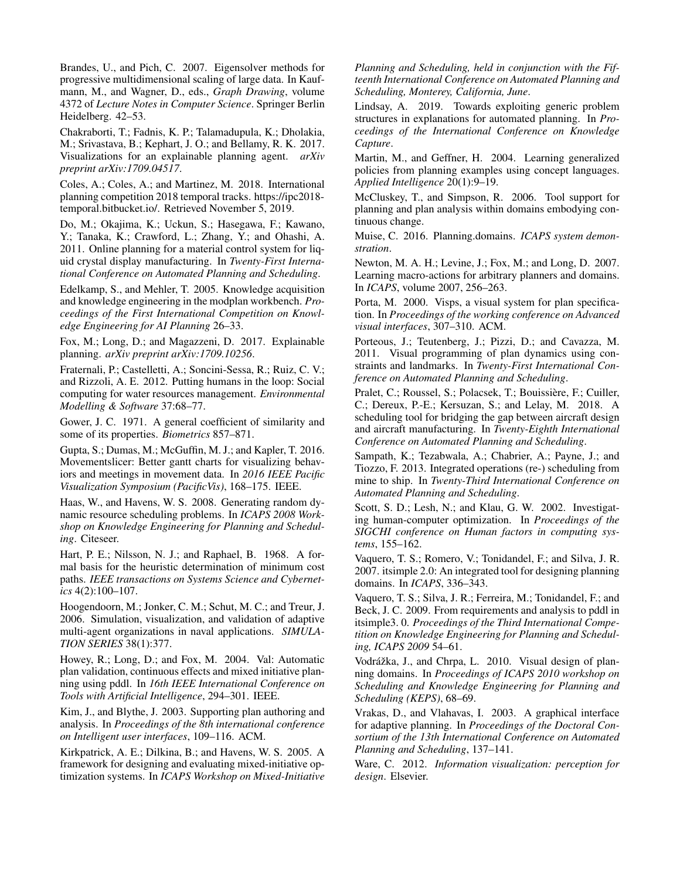Brandes, U., and Pich, C. 2007. Eigensolver methods for progressive multidimensional scaling of large data. In Kaufmann, M., and Wagner, D., eds., *Graph Drawing*, volume 4372 of *Lecture Notes in Computer Science*. Springer Berlin Heidelberg. 42–53.

Chakraborti, T.; Fadnis, K. P.; Talamadupula, K.; Dholakia, M.; Srivastava, B.; Kephart, J. O.; and Bellamy, R. K. 2017. Visualizations for an explainable planning agent. *arXiv preprint arXiv:1709.04517*.

Coles, A.; Coles, A.; and Martinez, M. 2018. International planning competition 2018 temporal tracks. https://ipc2018-temporal.bitbucket.io/. Retrieved November 5, 2019.

Do, M.; Okajima, K.; Uckun, S.; Hasegawa, F.; Kawano, Y.; Tanaka, K.; Crawford, L.; Zhang, Y.; and Ohashi, A. 2011. Online planning for a material control system for liquid crystal display manufacturing. In *Twenty-First International Conference on Automated Planning and Scheduling*.

Edelkamp, S., and Mehler, T. 2005. Knowledge acquisition and knowledge engineering in the modplan workbench. *Proceedings of the First International Competition on Knowledge Engineering for AI Planning* 26–33.

Fox, M.; Long, D.; and Magazzeni, D. 2017. Explainable planning. *arXiv preprint arXiv:1709.10256*.

Fraternali, P.; Castelletti, A.; Soncini-Sessa, R.; Ruiz, C. V.; and Rizzoli, A. E. 2012. Putting humans in the loop: Social computing for water resources management. *Environmental Modelling & Software* 37:68–77.

Gower, J. C. 1971. A general coefficient of similarity and some of its properties. *Biometrics* 857–871.

Gupta, S.; Dumas, M.; McGuffin, M. J.; and Kapler, T. 2016. Movementslicer: Better gantt charts for visualizing behaviors and meetings in movement data. In *2016 IEEE Pacific Visualization Symposium (PacificVis)*, 168–175. IEEE.

Haas, W., and Havens, W. S. 2008. Generating random dynamic resource scheduling problems. In *ICAPS 2008 Workshop on Knowledge Engineering for Planning and Scheduling*. Citeseer.

Hart, P. E.; Nilsson, N. J.; and Raphael, B. 1968. A formal basis for the heuristic determination of minimum cost paths. *IEEE transactions on Systems Science and Cybernetics* 4(2):100–107.

Hoogendoorn, M.; Jonker, C. M.; Schut, M. C.; and Treur, J. 2006. Simulation, visualization, and validation of adaptive multi-agent organizations in naval applications. *SIMULATION SERIES* 38(1):377.

Howey, R.; Long, D.; and Fox, M. 2004. Val: Automatic plan validation, continuous effects and mixed initiative planning using pddl. In *16th IEEE International Conference on Tools with Artificial Intelligence*, 294–301. IEEE.

Kim, J., and Blythe, J. 2003. Supporting plan authoring and analysis. In *Proceedings of the 8th international conference on Intelligent user interfaces*, 109–116. ACM.

Kirkpatrick, A. E.; Dilkina, B.; and Havens, W. S. 2005. A framework for designing and evaluating mixed-initiative optimization systems. In *ICAPS Workshop on Mixed-Initiative Planning and Scheduling, held in conjunction with the Fifteenth International Conference on Automated Planning and Scheduling, Monterey, California, June*.

Lindsay, A. 2019. Towards exploiting generic problem structures in explanations for automated planning. In *Proceedings of the International Conference on Knowledge Capture*.

Martin, M., and Geffner, H. 2004. Learning generalized policies from planning examples using concept languages. *Applied Intelligence* 20(1):9–19.

McCluskey, T., and Simpson, R. 2006. Tool support for planning and plan analysis within domains embodying continuous change.

Muise, C. 2016. Planning.domains. *ICAPS system demonstration*.

Newton, M. A. H.; Levine, J.; Fox, M.; and Long, D. 2007. Learning macro-actions for arbitrary planners and domains. In *ICAPS*, volume 2007, 256–263.

Porta, M. 2000. Visps, a visual system for plan specification. In *Proceedings of the working conference on Advanced visual interfaces*, 307–310. ACM.

Porteous, J.; Teutenberg, J.; Pizzi, D.; and Cavazza, M. 2011. Visual programming of plan dynamics using constraints and landmarks. In *Twenty-First International Conference on Automated Planning and Scheduling*.

Pralet, C.; Roussel, S.; Polacsek, T.; Bouissière, F.; Cuiller, C.; Dereux, P.-E.; Kersuzan, S.; and Lelay, M. 2018. A scheduling tool for bridging the gap between aircraft design and aircraft manufacturing. In *Twenty-Eighth International Conference on Automated Planning and Scheduling*.

Sampath, K.; Tezabwala, A.; Chabrier, A.; Payne, J.; and Tiozzo, F. 2013. Integrated operations (re-) scheduling from mine to ship. In *Twenty-Third International Conference on Automated Planning and Scheduling*.

Scott, S. D.; Lesh, N.; and Klau, G. W. 2002. Investigating human-computer optimization. In *Proceedings of the SIGCHI conference on Human factors in computing systems*, 155–162.

Vaquero, T. S.; Romero, V.; Tonidandel, F.; and Silva, J. R. 2007. itsimple 2.0: An integrated tool for designing planning domains. In *ICAPS*, 336–343.

Vaquero, T. S.; Silva, J. R.; Ferreira, M.; Tonidandel, F.; and Beck, J. C. 2009. From requirements and analysis to pddl in itsimple3. 0. *Proceedings of the Third International Competition on Knowledge Engineering for Planning and Scheduling, ICAPS 2009* 54–61.

Vodrážka, J., and Chrpa, L. 2010. Visual design of planning domains. In *Proceedings of ICAPS 2010 workshop on Scheduling and Knowledge Engineering for Planning and Scheduling (KEPS)*, 68–69.

Vrakas, D., and Vlahavas, I. 2003. A graphical interface for adaptive planning. In *Proceedings of the Doctoral Consortium of the 13th International Conference on Automated Planning and Scheduling*, 137–141.

Ware, C. 2012. *Information visualization: perception for design*. Elsevier.